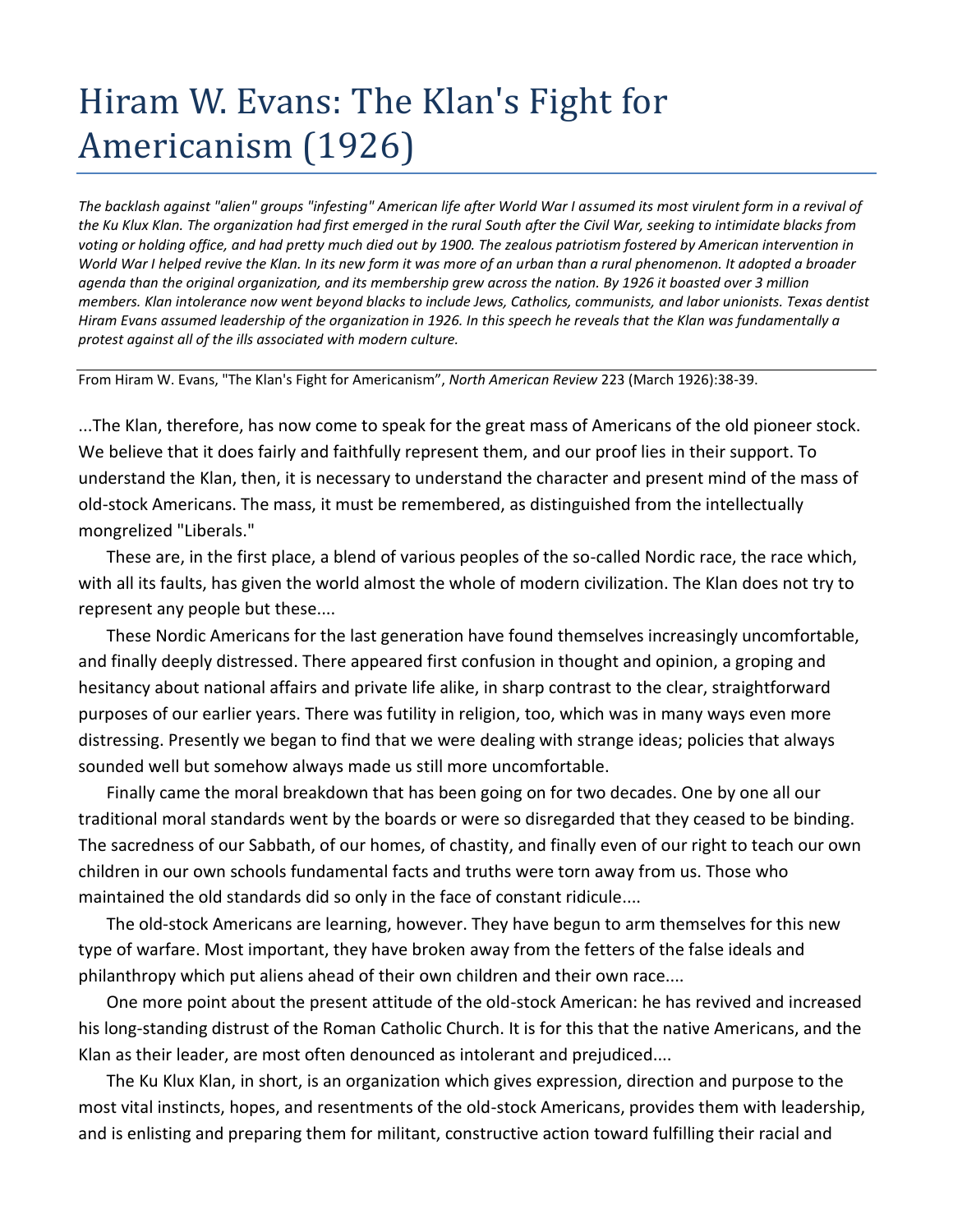# Hiram W. Evans: The Klan's Fight for Americanism (1926)

*The backlash against "alien" groups "infesting" American life after World War I assumed its most virulent form in a revival of the Ku Klux Klan. The organization had first emerged in the rural South after the Civil War, seeking to intimidate blacks from voting or holding office, and had pretty much died out by 1900. The zealous patriotism fostered by American intervention in World War I helped revive the Klan. In its new form it was more of an urban than a rural phenomenon. It adopted a broader agenda than the original organization, and its membership grew across the nation. By 1926 it boasted over 3 million members. Klan intolerance now went beyond blacks to include Jews, Catholics, communists, and labor unionists. Texas dentist Hiram Evans assumed leadership of the organization in 1926. In this speech he reveals that the Klan was fundamentally a protest against all of the ills associated with modern culture.*

---

From Hiram W. Evans, "The Klan's Fight for Americanism", *North American Review* 223 (March 1926):38-39.

...The Klan, therefore, has now come to speak for the great mass of Americans of the old pioneer stock. We believe that it does fairly and faithfully represent them, and our proof lies in their support. To understand the Klan, then, it is necessary to understand the character and present mind of the mass of old-stock Americans. The mass, it must be remembered, as distinguished from the intellectually mongrelized "Liberals."

These are, in the first place, a blend of various peoples of the so-called Nordic race, the race which, with all its faults, has given the world almost the whole of modern civilization. The Klan does not try to represent any people but these....

These Nordic Americans for the last generation have found themselves increasingly uncomfortable, and finally deeply distressed. There appeared first confusion in thought and opinion, a groping and hesitancy about national affairs and private life alike, in sharp contrast to the clear, straightforward purposes of our earlier years. There was futility in religion, too, which was in many ways even more distressing. Presently we began to find that we were dealing with strange ideas; policies that always sounded well but somehow always made us still more uncomfortable.

Finally came the moral breakdown that has been going on for two decades. One by one all our traditional moral standards went by the boards or were so disregarded that they ceased to be binding. The sacredness of our Sabbath, of our homes, of chastity, and finally even of our right to teach our own children in our own schools fundamental facts and truths were torn away from us. Those who maintained the old standards did so only in the face of constant ridicule....

The old-stock Americans are learning, however. They have begun to arm themselves for this new type of warfare. Most important, they have broken away from the fetters of the false ideals and philanthropy which put aliens ahead of their own children and their own race....

One more point about the present attitude of the old-stock American: he has revived and increased his long-standing distrust of the Roman Catholic Church. It is for this that the native Americans, and the Klan as their leader, are most often denounced as intolerant and prejudiced....

The Ku Klux Klan, in short, is an organization which gives expression, direction and purpose to the most vital instincts, hopes, and resentments of the old-stock Americans, provides them with leadership, and is enlisting and preparing them for militant, constructive action toward fulfilling their racial and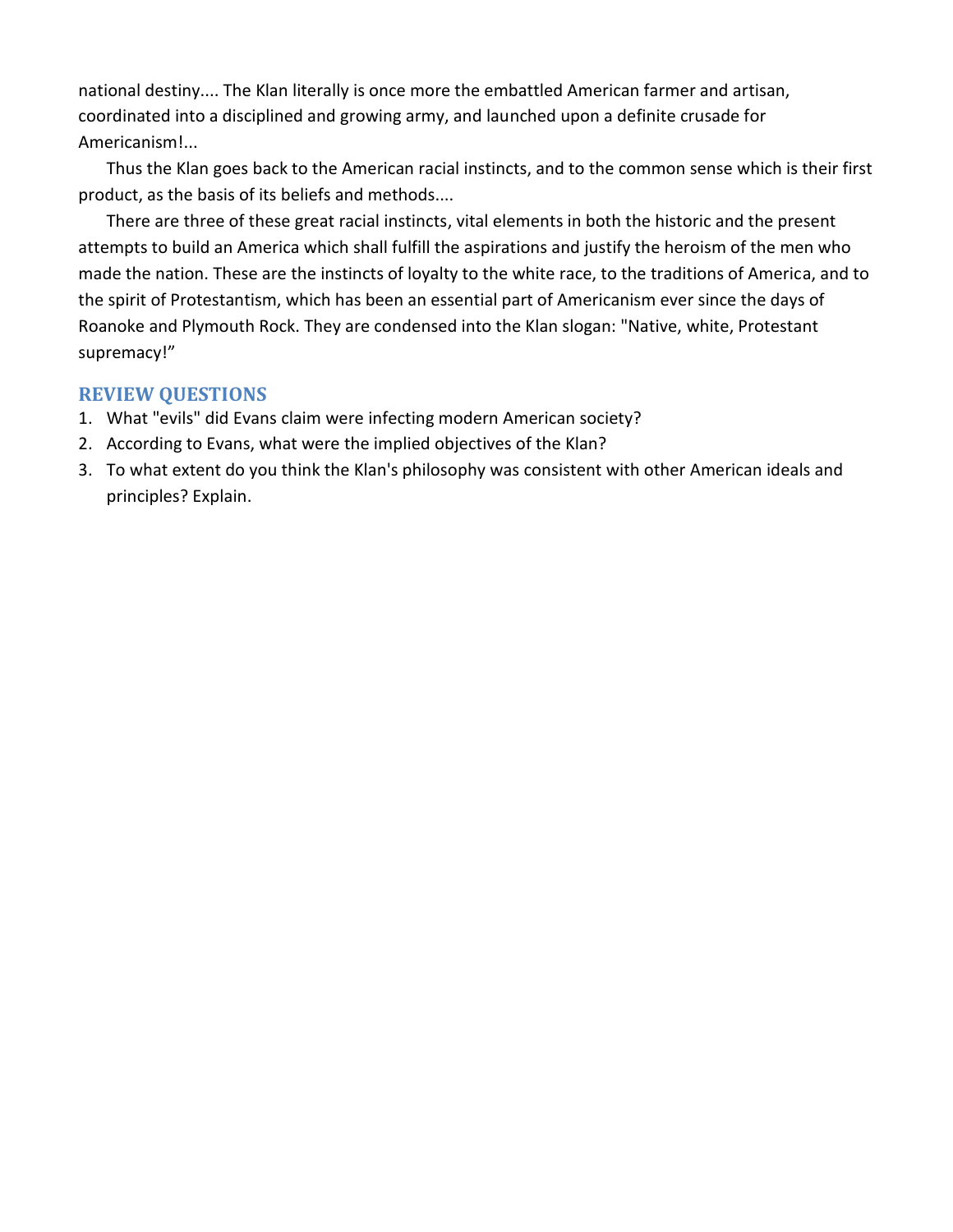national destiny.... The Klan literally is once more the embattled American farmer and artisan, coordinated into a disciplined and growing army, and launched upon a definite crusade for Americanism!...

Thus the Klan goes back to the American racial instincts, and to the common sense which is their first product, as the basis of its beliefs and methods....

There are three of these great racial instincts, vital elements in both the historic and the present attempts to build an America which shall fulfill the aspirations and justify the heroism of the men who made the nation. These are the instincts of loyalty to the white race, to the traditions of America, and to the spirit of Protestantism, which has been an essential part of Americanism ever since the days of Roanoke and Plymouth Rock. They are condensed into the Klan slogan: "Native, white, Protestant supremacy!"

## REVIEW QUESTIONS

1. What "evils" did Evans claim were infecting modern American society?
2. According to Evans, what were the implied objectives of the Klan?
3. To what extent do you think the Klan's philosophy was consistent with other American ideals and principles? Explain.